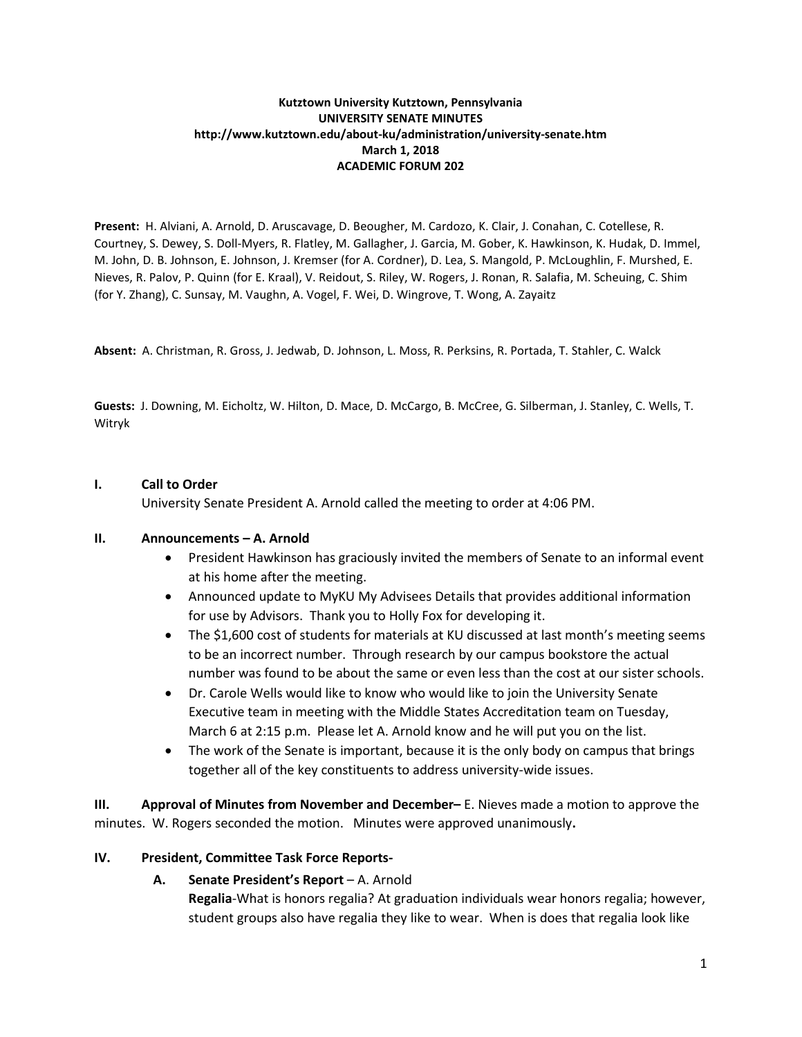**Kutztown University Kutztown, Pennsylvania**
**UNIVERSITY SENATE MINUTES**
**http://www.kutztown.edu/about-ku/administration/university-senate.htm**
**March 1, 2018**
**ACADEMIC FORUM 202**

**Present:** H. Alviani, A. Arnold, D. Aruscavage, D. Beougher, M. Cardozo, K. Clair, J. Conahan, C. Cotellese, R. Courtney, S. Dewey, S. Doll-Myers, R. Flatley, M. Gallagher, J. Garcia, M. Gober, K. Hawkinson, K. Hudak, D. Immel, M. John, D. B. Johnson, E. Johnson, J. Kremser (for A. Cordner), D. Lea, S. Mangold, P. McLoughlin, F. Murshed, E. Nieves, R. Palov, P. Quinn (for E. Kraal), V. Reidout, S. Riley, W. Rogers, J. Ronan, R. Salafia, M. Scheuing, C. Shim (for Y. Zhang), C. Sunsay, M. Vaughn, A. Vogel, F. Wei, D. Wingrove, T. Wong, A. Zayaitz

**Absent:** A. Christman, R. Gross, J. Jedwab, D. Johnson, L. Moss, R. Perksins, R. Portada, T. Stahler, C. Walck

**Guests:** J. Downing, M. Eicholtz, W. Hilton, D. Mace, D. McCargo, B. McCree, G. Silberman, J. Stanley, C. Wells, T. Witryk

## I. Call to Order

University Senate President A. Arnold called the meeting to order at 4:06 PM.

## II. Announcements – A. Arnold

- President Hawkinson has graciously invited the members of Senate to an informal event at his home after the meeting.
- Announced update to MyKU My Advisees Details that provides additional information for use by Advisors. Thank you to Holly Fox for developing it.
- The $1,600 cost of students for materials at KU discussed at last month's meeting seems to be an incorrect number. Through research by our campus bookstore the actual number was found to be about the same or even less than the cost at our sister schools.
- Dr. Carole Wells would like to know who would like to join the University Senate Executive team in meeting with the Middle States Accreditation team on Tuesday, March 6 at 2:15 p.m. Please let A. Arnold know and he will put you on the list.
- The work of the Senate is important, because it is the only body on campus that brings together all of the key constituents to address university-wide issues.

**III. Approval of Minutes from November and December–** E. Nieves made a motion to approve the minutes. W. Rogers seconded the motion. Minutes were approved unanimously**.**

## IV. President, Committee Task Force Reports-

### A. Senate President's Report – A. Arnold

**Regalia**-What is honors regalia? At graduation individuals wear honors regalia; however, student groups also have regalia they like to wear. When is does that regalia look like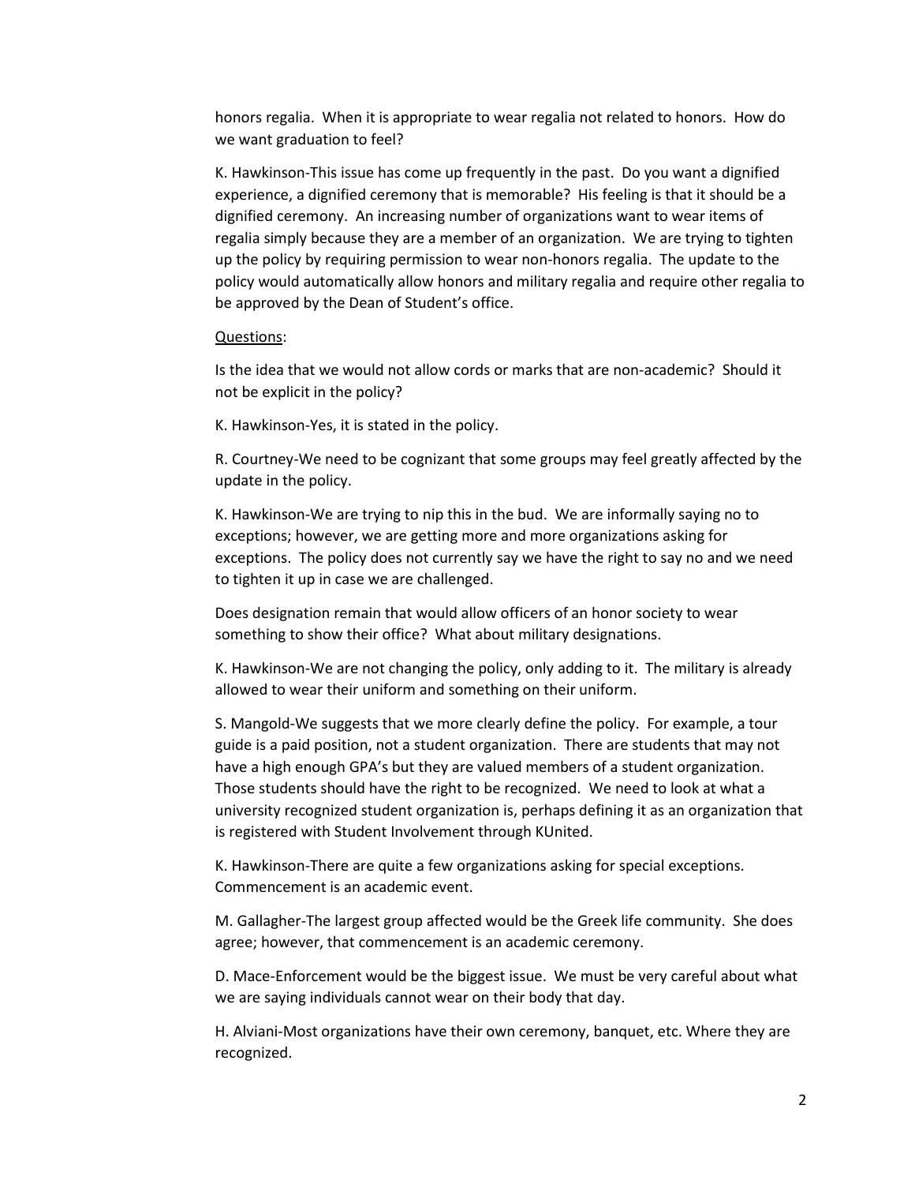honors regalia. When it is appropriate to wear regalia not related to honors. How do we want graduation to feel?

K. Hawkinson-This issue has come up frequently in the past. Do you want a dignified experience, a dignified ceremony that is memorable? His feeling is that it should be a dignified ceremony. An increasing number of organizations want to wear items of regalia simply because they are a member of an organization. We are trying to tighten up the policy by requiring permission to wear non-honors regalia. The update to the policy would automatically allow honors and military regalia and require other regalia to be approved by the Dean of Student's office.

<u>Questions</u>:

Is the idea that we would not allow cords or marks that are non-academic? Should it not be explicit in the policy?

K. Hawkinson-Yes, it is stated in the policy.

R. Courtney-We need to be cognizant that some groups may feel greatly affected by the update in the policy.

K. Hawkinson-We are trying to nip this in the bud. We are informally saying no to exceptions; however, we are getting more and more organizations asking for exceptions. The policy does not currently say we have the right to say no and we need to tighten it up in case we are challenged.

Does designation remain that would allow officers of an honor society to wear something to show their office? What about military designations.

K. Hawkinson-We are not changing the policy, only adding to it. The military is already allowed to wear their uniform and something on their uniform.

S. Mangold-We suggests that we more clearly define the policy. For example, a tour guide is a paid position, not a student organization. There are students that may not have a high enough GPA's but they are valued members of a student organization. Those students should have the right to be recognized. We need to look at what a university recognized student organization is, perhaps defining it as an organization that is registered with Student Involvement through KUnited.

K. Hawkinson-There are quite a few organizations asking for special exceptions. Commencement is an academic event.

M. Gallagher-The largest group affected would be the Greek life community. She does agree; however, that commencement is an academic ceremony.

D. Mace-Enforcement would be the biggest issue. We must be very careful about what we are saying individuals cannot wear on their body that day.

H. Alviani-Most organizations have their own ceremony, banquet, etc. Where they are recognized.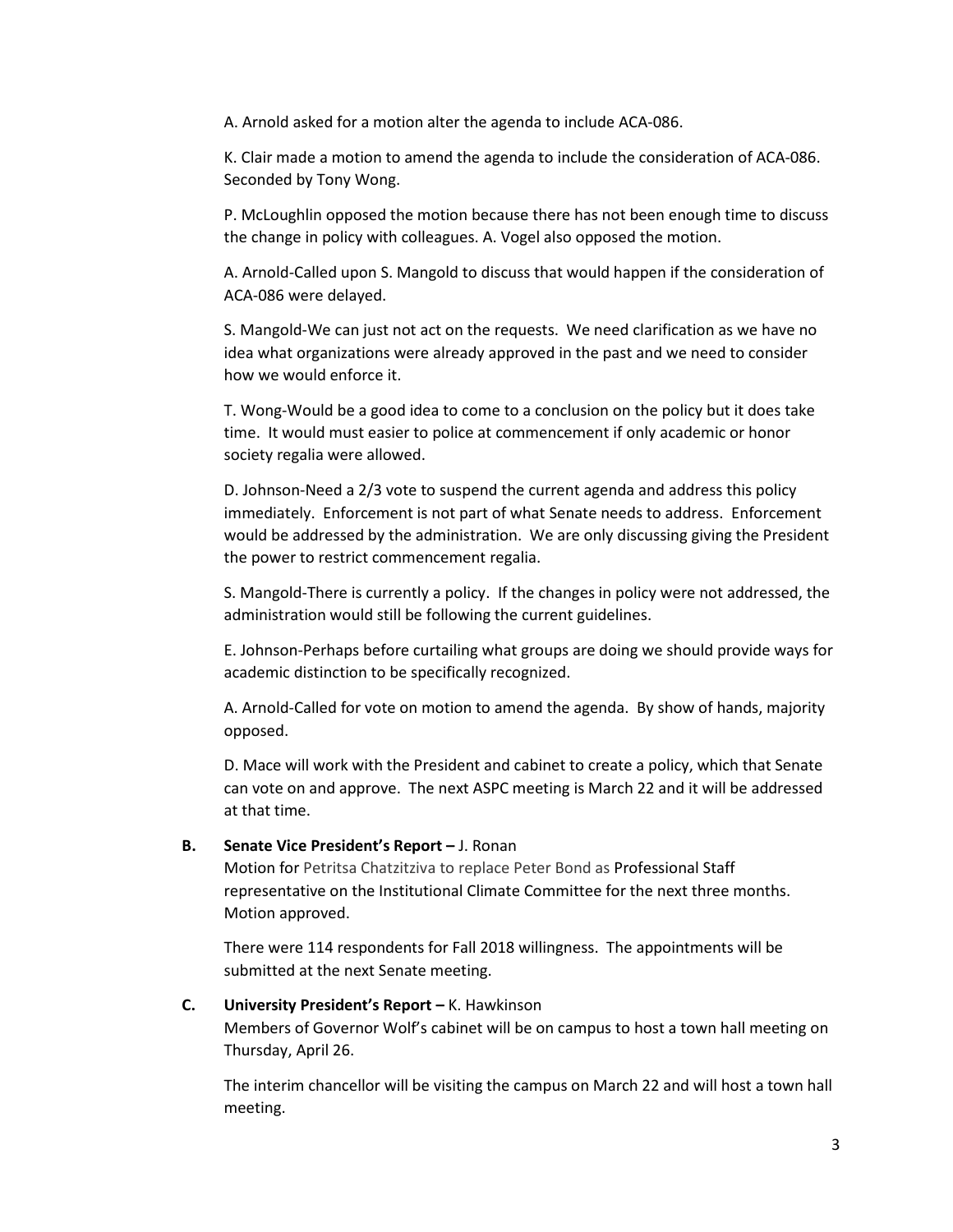A. Arnold asked for a motion alter the agenda to include ACA-086.

K. Clair made a motion to amend the agenda to include the consideration of ACA-086. Seconded by Tony Wong.

P. McLoughlin opposed the motion because there has not been enough time to discuss the change in policy with colleagues. A. Vogel also opposed the motion.

A. Arnold-Called upon S. Mangold to discuss that would happen if the consideration of ACA-086 were delayed.

S. Mangold-We can just not act on the requests. We need clarification as we have no idea what organizations were already approved in the past and we need to consider how we would enforce it.

T. Wong-Would be a good idea to come to a conclusion on the policy but it does take time. It would must easier to police at commencement if only academic or honor society regalia were allowed.

D. Johnson-Need a 2/3 vote to suspend the current agenda and address this policy immediately. Enforcement is not part of what Senate needs to address. Enforcement would be addressed by the administration. We are only discussing giving the President the power to restrict commencement regalia.

S. Mangold-There is currently a policy. If the changes in policy were not addressed, the administration would still be following the current guidelines.

E. Johnson-Perhaps before curtailing what groups are doing we should provide ways for academic distinction to be specifically recognized.

A. Arnold-Called for vote on motion to amend the agenda. By show of hands, majority opposed.

D. Mace will work with the President and cabinet to create a policy, which that Senate can vote on and approve. The next ASPC meeting is March 22 and it will be addressed at that time.

**B. Senate Vice President's Report –** J. Ronan

Motion for Petritsa Chatzitziva to replace Peter Bond as Professional Staff representative on the Institutional Climate Committee for the next three months. Motion approved.

There were 114 respondents for Fall 2018 willingness. The appointments will be submitted at the next Senate meeting.

**C. University President's Report –** K. Hawkinson

Members of Governor Wolf's cabinet will be on campus to host a town hall meeting on Thursday, April 26.

The interim chancellor will be visiting the campus on March 22 and will host a town hall meeting.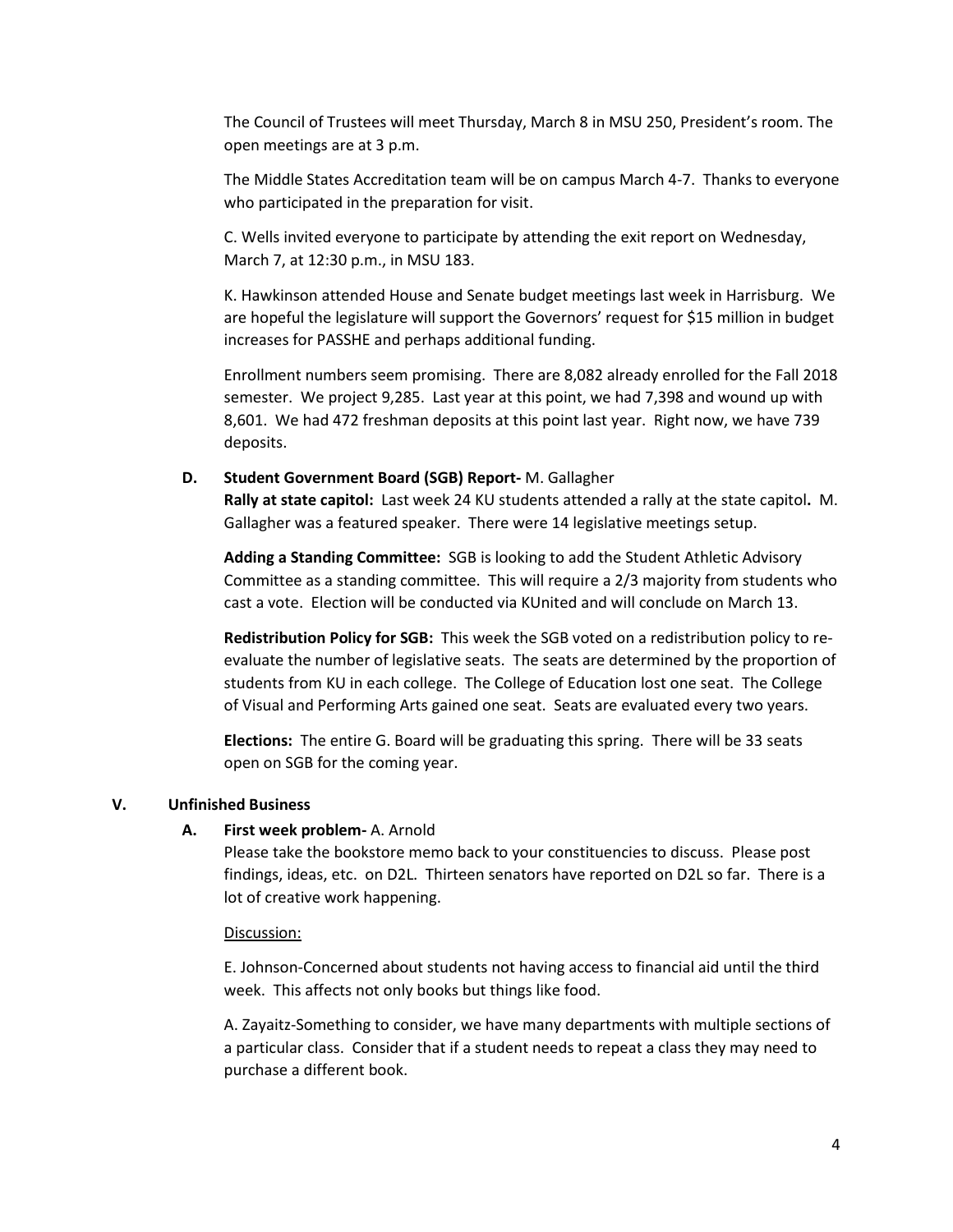The Council of Trustees will meet Thursday, March 8 in MSU 250, President's room. The open meetings are at 3 p.m.

The Middle States Accreditation team will be on campus March 4-7. Thanks to everyone who participated in the preparation for visit.

C. Wells invited everyone to participate by attending the exit report on Wednesday, March 7, at 12:30 p.m., in MSU 183.

K. Hawkinson attended House and Senate budget meetings last week in Harrisburg. We are hopeful the legislature will support the Governors' request for \$15 million in budget increases for PASSHE and perhaps additional funding.

Enrollment numbers seem promising. There are 8,082 already enrolled for the Fall 2018 semester. We project 9,285. Last year at this point, we had 7,398 and wound up with 8,601. We had 472 freshman deposits at this point last year. Right now, we have 739 deposits.

**D. Student Government Board (SGB) Report-** M. Gallagher

**Rally at state capitol:** Last week 24 KU students attended a rally at the state capitol**.** M. Gallagher was a featured speaker. There were 14 legislative meetings setup.

**Adding a Standing Committee:** SGB is looking to add the Student Athletic Advisory Committee as a standing committee. This will require a 2/3 majority from students who cast a vote. Election will be conducted via KUnited and will conclude on March 13.

**Redistribution Policy for SGB:** This week the SGB voted on a redistribution policy to re-evaluate the number of legislative seats. The seats are determined by the proportion of students from KU in each college. The College of Education lost one seat. The College of Visual and Performing Arts gained one seat. Seats are evaluated every two years.

**Elections:** The entire G. Board will be graduating this spring. There will be 33 seats open on SGB for the coming year.

## V. Unfinished Business

**A. First week problem-** A. Arnold

Please take the bookstore memo back to your constituencies to discuss. Please post findings, ideas, etc. on D2L. Thirteen senators have reported on D2L so far. There is a lot of creative work happening.

Discussion:

E. Johnson-Concerned about students not having access to financial aid until the third week. This affects not only books but things like food.

A. Zayaitz-Something to consider, we have many departments with multiple sections of a particular class. Consider that if a student needs to repeat a class they may need to purchase a different book.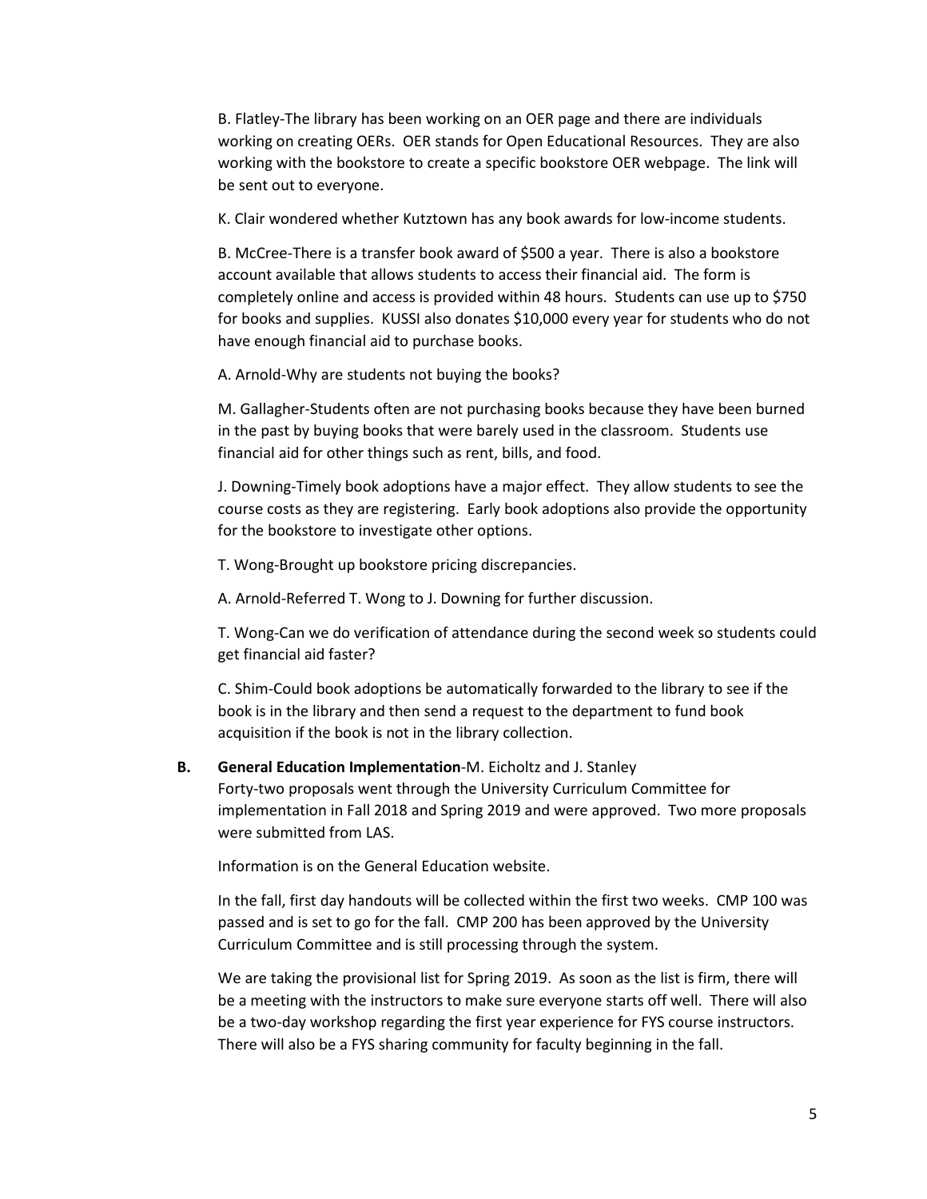B. Flatley-The library has been working on an OER page and there are individuals working on creating OERs. OER stands for Open Educational Resources. They are also working with the bookstore to create a specific bookstore OER webpage. The link will be sent out to everyone.

K. Clair wondered whether Kutztown has any book awards for low-income students.

B. McCree-There is a transfer book award of $500 a year. There is also a bookstore account available that allows students to access their financial aid. The form is completely online and access is provided within 48 hours. Students can use up to $750 for books and supplies. KUSSI also donates $10,000 every year for students who do not have enough financial aid to purchase books.

A. Arnold-Why are students not buying the books?

M. Gallagher-Students often are not purchasing books because they have been burned in the past by buying books that were barely used in the classroom. Students use financial aid for other things such as rent, bills, and food.

J. Downing-Timely book adoptions have a major effect. They allow students to see the course costs as they are registering. Early book adoptions also provide the opportunity for the bookstore to investigate other options.

T. Wong-Brought up bookstore pricing discrepancies.

A. Arnold-Referred T. Wong to J. Downing for further discussion.

T. Wong-Can we do verification of attendance during the second week so students could get financial aid faster?

C. Shim-Could book adoptions be automatically forwarded to the library to see if the book is in the library and then send a request to the department to fund book acquisition if the book is not in the library collection.

**B. General Education Implementation**-M. Eicholtz and J. Stanley

Forty-two proposals went through the University Curriculum Committee for implementation in Fall 2018 and Spring 2019 and were approved. Two more proposals were submitted from LAS.

Information is on the General Education website.

In the fall, first day handouts will be collected within the first two weeks. CMP 100 was passed and is set to go for the fall. CMP 200 has been approved by the University Curriculum Committee and is still processing through the system.

We are taking the provisional list for Spring 2019. As soon as the list is firm, there will be a meeting with the instructors to make sure everyone starts off well. There will also be a two-day workshop regarding the first year experience for FYS course instructors. There will also be a FYS sharing community for faculty beginning in the fall.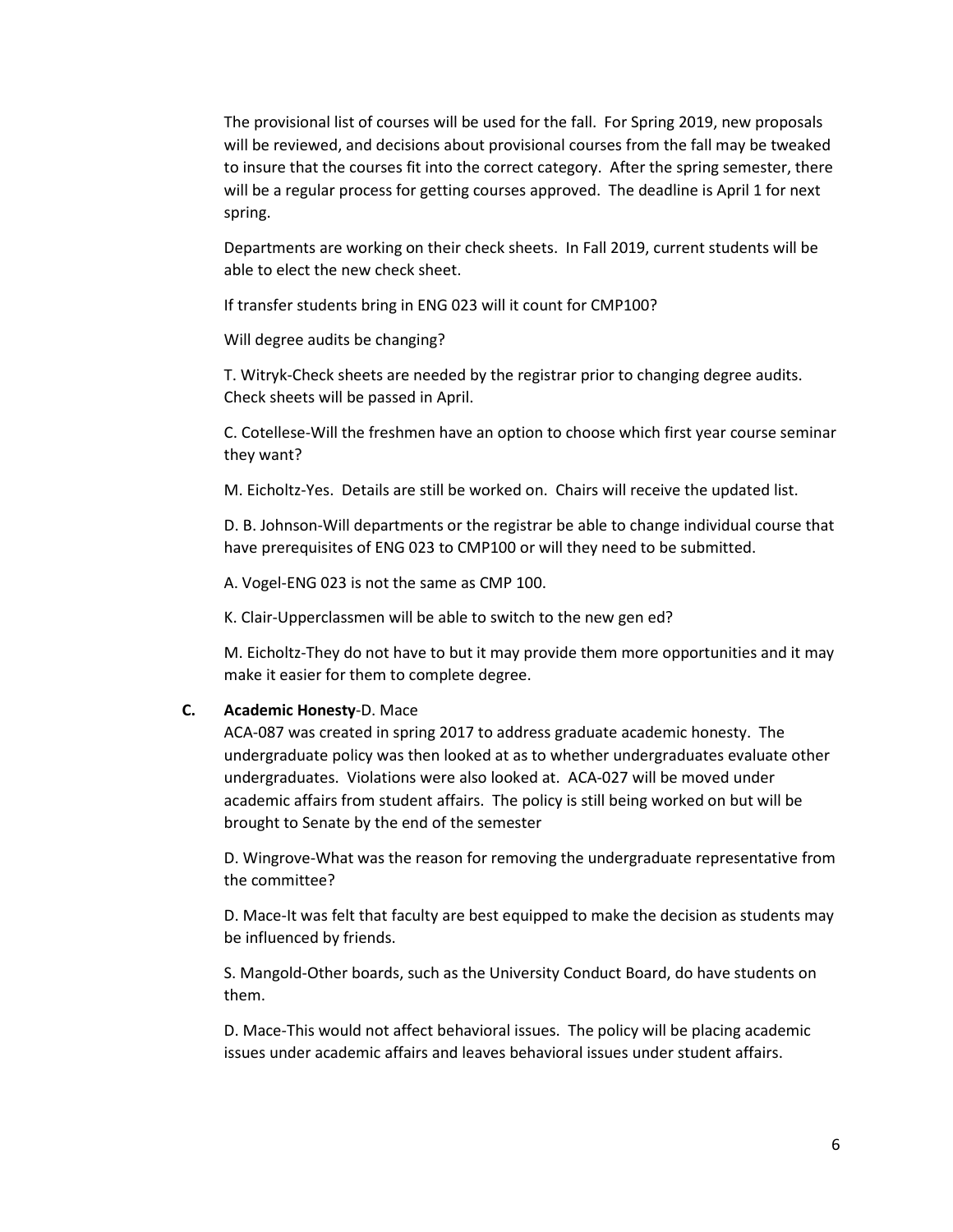The provisional list of courses will be used for the fall. For Spring 2019, new proposals will be reviewed, and decisions about provisional courses from the fall may be tweaked to insure that the courses fit into the correct category. After the spring semester, there will be a regular process for getting courses approved. The deadline is April 1 for next spring.

Departments are working on their check sheets. In Fall 2019, current students will be able to elect the new check sheet.

If transfer students bring in ENG 023 will it count for CMP100?

Will degree audits be changing?

T. Witryk-Check sheets are needed by the registrar prior to changing degree audits. Check sheets will be passed in April.

C. Cotellese-Will the freshmen have an option to choose which first year course seminar they want?

M. Eicholtz-Yes. Details are still be worked on. Chairs will receive the updated list.

D. B. Johnson-Will departments or the registrar be able to change individual course that have prerequisites of ENG 023 to CMP100 or will they need to be submitted.

A. Vogel-ENG 023 is not the same as CMP 100.

K. Clair-Upperclassmen will be able to switch to the new gen ed?

M. Eicholtz-They do not have to but it may provide them more opportunities and it may make it easier for them to complete degree.

**C. Academic Honesty**-D. Mace

ACA-087 was created in spring 2017 to address graduate academic honesty. The undergraduate policy was then looked at as to whether undergraduates evaluate other undergraduates. Violations were also looked at. ACA-027 will be moved under academic affairs from student affairs. The policy is still being worked on but will be brought to Senate by the end of the semester

D. Wingrove-What was the reason for removing the undergraduate representative from the committee?

D. Mace-It was felt that faculty are best equipped to make the decision as students may be influenced by friends.

S. Mangold-Other boards, such as the University Conduct Board, do have students on them.

D. Mace-This would not affect behavioral issues. The policy will be placing academic issues under academic affairs and leaves behavioral issues under student affairs.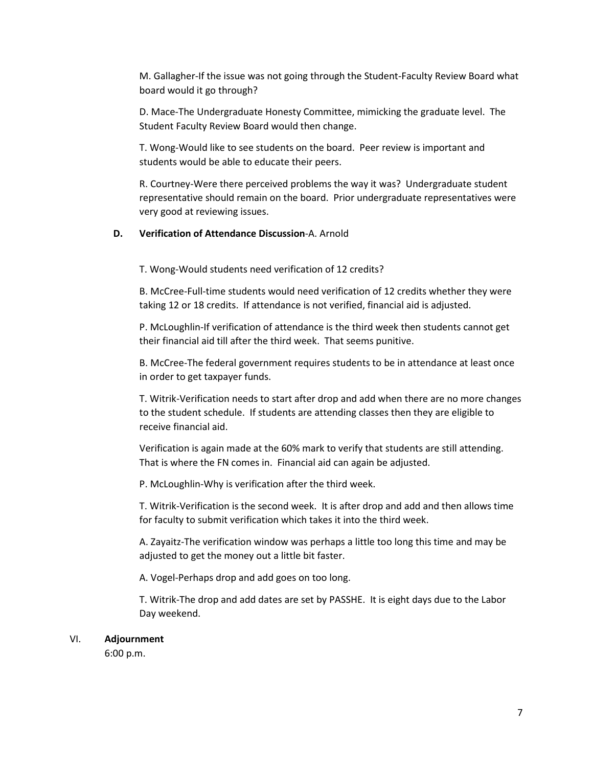M. Gallagher-If the issue was not going through the Student-Faculty Review Board what board would it go through?

D. Mace-The Undergraduate Honesty Committee, mimicking the graduate level. The Student Faculty Review Board would then change.

T. Wong-Would like to see students on the board. Peer review is important and students would be able to educate their peers.

R. Courtney-Were there perceived problems the way it was? Undergraduate student representative should remain on the board. Prior undergraduate representatives were very good at reviewing issues.

**D. Verification of Attendance Discussion**-A. Arnold

T. Wong-Would students need verification of 12 credits?

B. McCree-Full-time students would need verification of 12 credits whether they were taking 12 or 18 credits. If attendance is not verified, financial aid is adjusted.

P. McLoughlin-If verification of attendance is the third week then students cannot get their financial aid till after the third week. That seems punitive.

B. McCree-The federal government requires students to be in attendance at least once in order to get taxpayer funds.

T. Witrik-Verification needs to start after drop and add when there are no more changes to the student schedule. If students are attending classes then they are eligible to receive financial aid.

Verification is again made at the 60% mark to verify that students are still attending. That is where the FN comes in. Financial aid can again be adjusted.

P. McLoughlin-Why is verification after the third week.

T. Witrik-Verification is the second week. It is after drop and add and then allows time for faculty to submit verification which takes it into the third week.

A. Zayaitz-The verification window was perhaps a little too long this time and may be adjusted to get the money out a little bit faster.

A. Vogel-Perhaps drop and add goes on too long.

T. Witrik-The drop and add dates are set by PASSHE. It is eight days due to the Labor Day weekend.

VI. **Adjournment**

6:00 p.m.